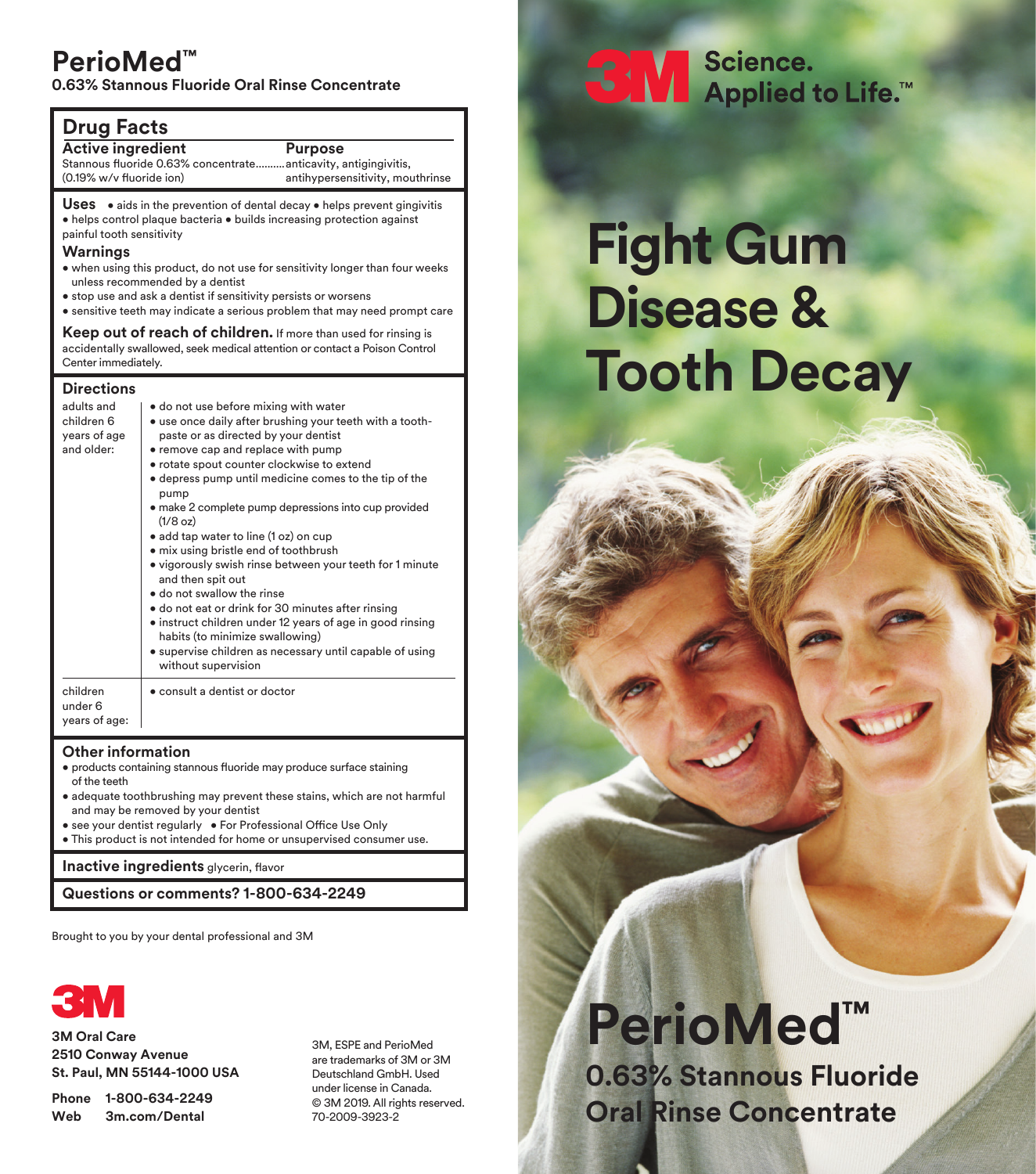# PerioMed™

**0.63% Stannous Fluoride Oral Rinse Concentrate**

## Drug Facts

| Active ingredient | Purpose |
|---|---|
| Stannous fluoride 0.63% concentrate (0.19% w/v fluoride ion) | anticavity, antigingivitis, antihypersensitivity, mouthrinse |

**Uses**
- aids in the prevention of dental decay
- helps prevent gingivitis
- helps control plaque bacteria
- builds increasing protection against painful tooth sensitivity

**Warnings**
- when using this product, do not use for sensitivity longer than four weeks unless recommended by a dentist
- stop use and ask a dentist if sensitivity persists or worsens
- sensitive teeth may indicate a serious problem that may need prompt care

**Keep out of reach of children.** If more than used for rinsing is accidentally swallowed, seek medical attention or contact a Poison Control Center immediately.

**Directions**

| | |
|---|---|
| adults and children 6 years of age and older: | • do not use before mixing with water<br>• use once daily after brushing your teeth with a tooth-paste or as directed by your dentist<br>• remove cap and replace with pump<br>• rotate spout counter clockwise to extend<br>• depress pump until medicine comes to the tip of the pump<br>• make 2 complete pump depressions into cup provided (1/8 oz)<br>• add tap water to line (1 oz) on cup<br>• mix using bristle end of toothbrush<br>• vigorously swish rinse between your teeth for 1 minute and then spit out<br>• do not swallow the rinse<br>• do not eat or drink for 30 minutes after rinsing<br>• instruct children under 12 years of age in good rinsing habits (to minimize swallowing)<br>• supervise children as necessary until capable of using without supervision |
| children under 6 years of age: | • consult a dentist or doctor |

**Other information**
- products containing stannous fluoride may produce surface staining of the teeth
- adequate toothbrushing may prevent these stains, which are not harmful and may be removed by your dentist
- see your dentist regularly
- For Professional Office Use Only
- This product is not intended for home or unsupervised consumer use.

**Inactive ingredients** glycerin, flavor

**Questions or comments? 1-800-634-2249**

Brought to you by your dental professional and 3M

3M

**3M Oral Care**
**2510 Conway Avenue**
**St. Paul, MN 55144-1000 USA**

**Phone** 1-800-634-2249
**Web** 3m.com/Dental

3M, ESPE and PerioMed are trademarks of 3M or 3M Deutschland GmbH. Used under license in Canada.
© 3M 2019. All rights reserved.
70-2009-3923-2

3M Science. Applied to Life.™

# Fight Gum Disease & Tooth Decay

# PerioMed™

**0.63% Stannous Fluoride Oral Rinse Concentrate**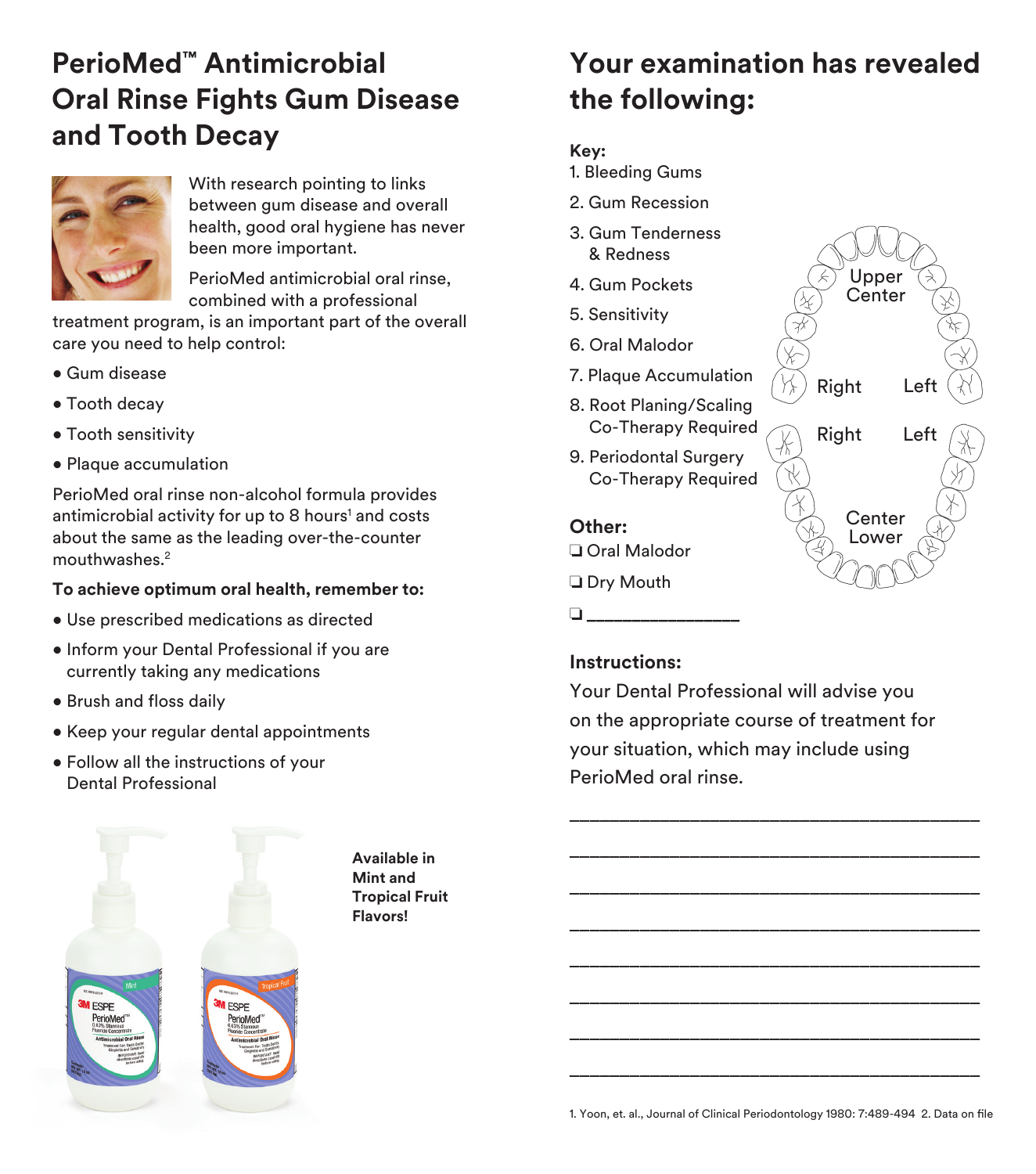# PerioMed™ Antimicrobial Oral Rinse Fights Gum Disease and Tooth Decay

With research pointing to links between gum disease and overall health, good oral hygiene has never been more important.

PerioMed antimicrobial oral rinse, combined with a professional treatment program, is an important part of the overall care you need to help control:

- Gum disease
- Tooth decay
- Tooth sensitivity
- Plaque accumulation

PerioMed oral rinse non-alcohol formula provides antimicrobial activity for up to 8 hours[1] and costs about the same as the leading over-the-counter mouthwashes.[2]

**To achieve optimum oral health, remember to:**

- Use prescribed medications as directed
- Inform your Dental Professional if you are currently taking any medications
- Brush and floss daily
- Keep your regular dental appointments
- Follow all the instructions of your Dental Professional

**Available in Mint and Tropical Fruit Flavors!**

# Your examination has revealed the following:

**Key:**

1. Bleeding Gums
2. Gum Recession
3. Gum Tenderness & Redness
4. Gum Pockets
5. Sensitivity
6. Oral Malodor
7. Plaque Accumulation
8. Root Planing/Scaling Co-Therapy Required
9. Periodontal Surgery Co-Therapy Required

Upper Center

Right

Left

Right

Left

Center Lower

**Other:**

❏ Oral Malodor

❏ Dry Mouth

❏ ________________

**Instructions:**

Your Dental Professional will advise you on the appropriate course of treatment for your situation, which may include using PerioMed oral rinse.

________________________________________

________________________________________

________________________________________

________________________________________

________________________________________

________________________________________

________________________________________

________________________________________

1. Yoon, et. al., Journal of Clinical Periodontology 1980: 7:489-494 2. Data on file